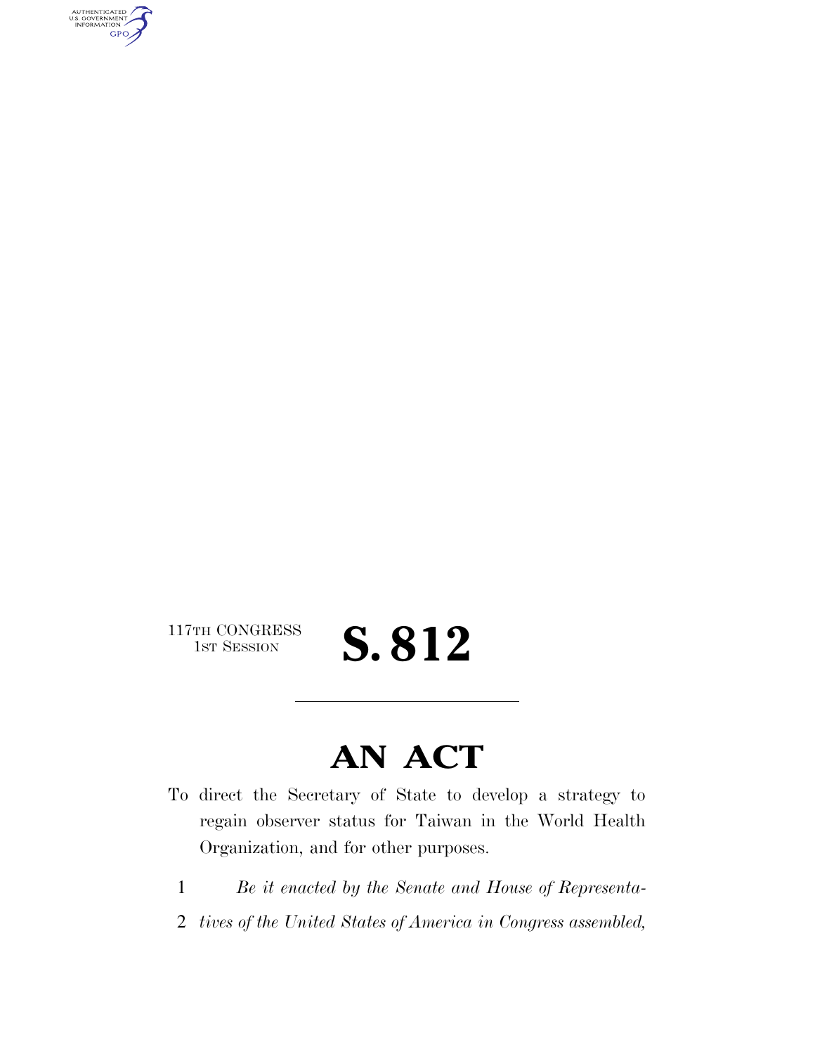117TH CONGRESS
1ST SESSION

# S. 812

---

# AN ACT

To direct the Secretary of State to develop a strategy to regain observer status for Taiwan in the World Health Organization, and for other purposes.

1 *Be it enacted by the Senate and House of Representa-*
2 *tives of the United States of America in Congress assembled,*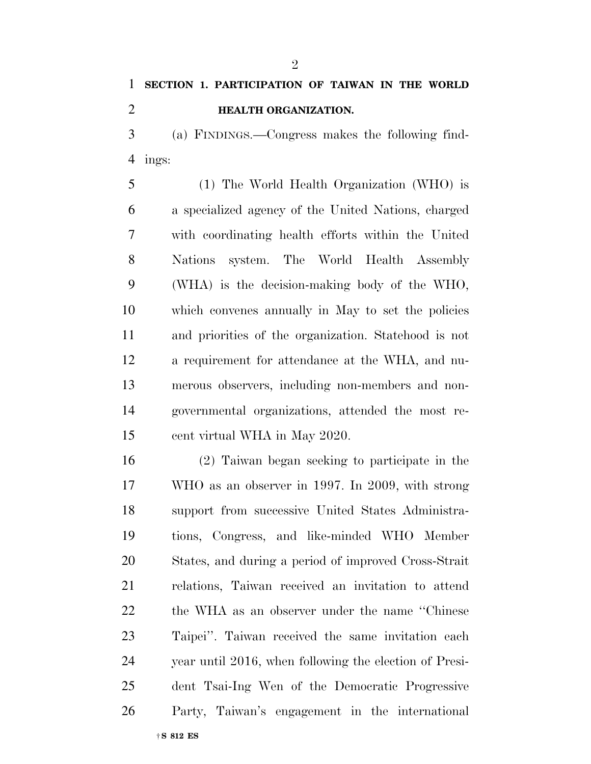**SECTION 1. PARTICIPATION OF TAIWAN IN THE WORLD HEALTH ORGANIZATION.**

(a) FINDINGS.—Congress makes the following findings:

(1) The World Health Organization (WHO) is a specialized agency of the United Nations, charged with coordinating health efforts within the United Nations system. The World Health Assembly (WHA) is the decision-making body of the WHO, which convenes annually in May to set the policies and priorities of the organization. Statehood is not a requirement for attendance at the WHA, and numerous observers, including non-members and non-governmental organizations, attended the most recent virtual WHA in May 2020.

(2) Taiwan began seeking to participate in the WHO as an observer in 1997. In 2009, with strong support from successive United States Administrations, Congress, and like-minded WHO Member States, and during a period of improved Cross-Strait relations, Taiwan received an invitation to attend the WHA as an observer under the name ''Chinese Taipei''. Taiwan received the same invitation each year until 2016, when following the election of President Tsai-Ing Wen of the Democratic Progressive Party, Taiwan's engagement in the international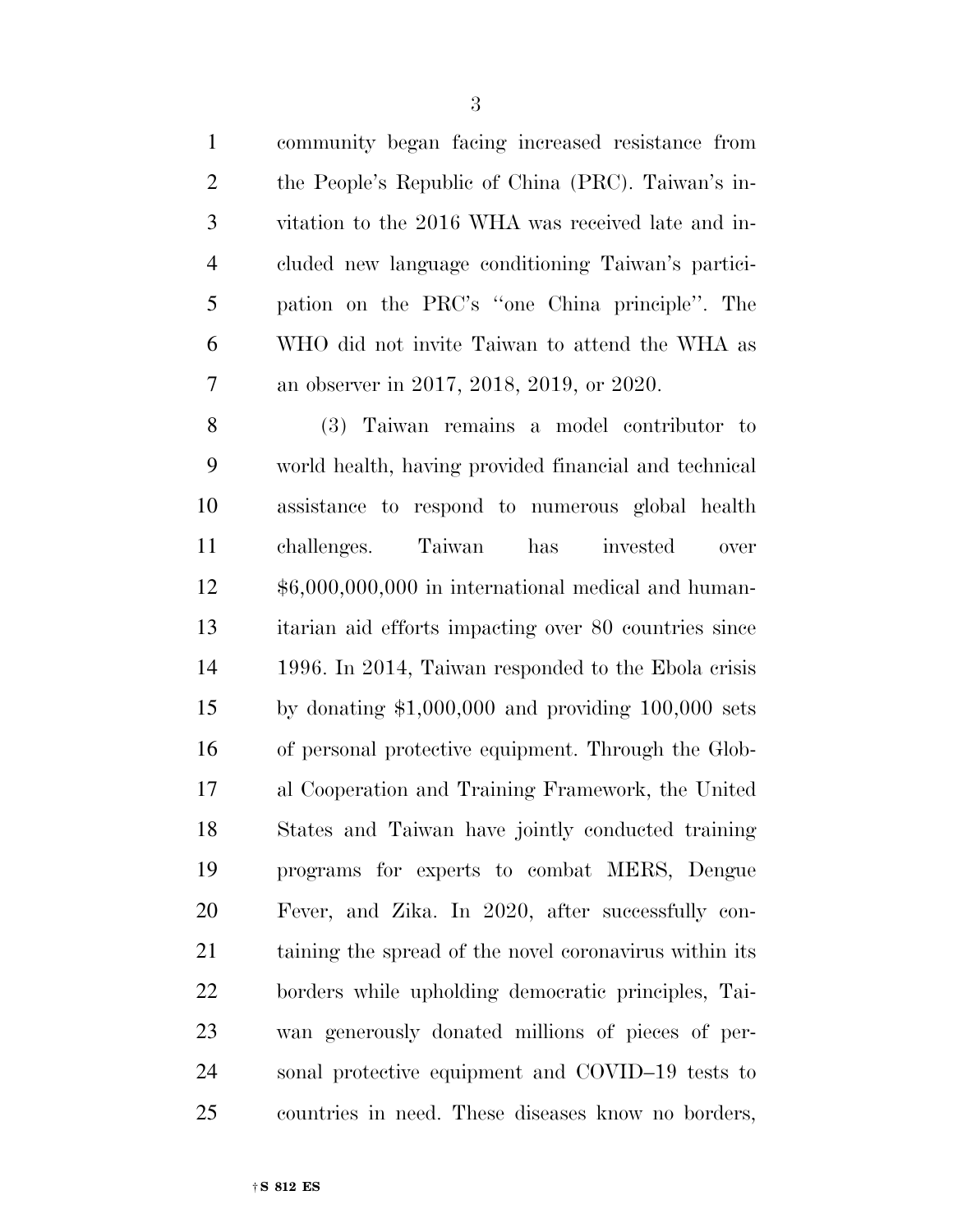community began facing increased resistance from the People's Republic of China (PRC). Taiwan's invitation to the 2016 WHA was received late and included new language conditioning Taiwan's participation on the PRC's "one China principle". The WHO did not invite Taiwan to attend the WHA as an observer in 2017, 2018, 2019, or 2020.

(3) Taiwan remains a model contributor to world health, having provided financial and technical assistance to respond to numerous global health challenges. Taiwan has invested over $6,000,000,000 in international medical and humanitarian aid efforts impacting over 80 countries since 1996. In 2014, Taiwan responded to the Ebola crisis by donating $1,000,000 and providing 100,000 sets of personal protective equipment. Through the Global Cooperation and Training Framework, the United States and Taiwan have jointly conducted training programs for experts to combat MERS, Dengue Fever, and Zika. In 2020, after successfully containing the spread of the novel coronavirus within its borders while upholding democratic principles, Taiwan generously donated millions of pieces of personal protective equipment and COVID–19 tests to countries in need. These diseases know no borders,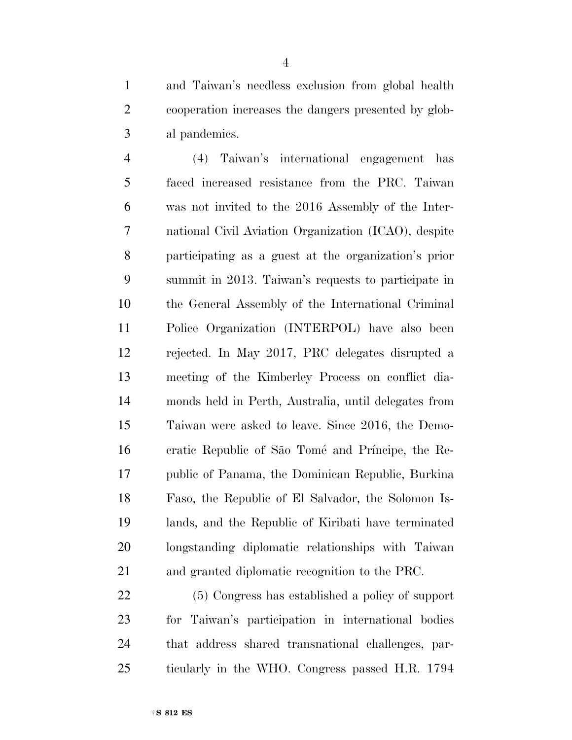and Taiwan's needless exclusion from global health cooperation increases the dangers presented by global pandemics.

(4) Taiwan's international engagement has faced increased resistance from the PRC. Taiwan was not invited to the 2016 Assembly of the International Civil Aviation Organization (ICAO), despite participating as a guest at the organization's prior summit in 2013. Taiwan's requests to participate in the General Assembly of the International Criminal Police Organization (INTERPOL) have also been rejected. In May 2017, PRC delegates disrupted a meeting of the Kimberley Process on conflict diamonds held in Perth, Australia, until delegates from Taiwan were asked to leave. Since 2016, the Democratic Republic of São Tomé and Príncipe, the Republic of Panama, the Dominican Republic, Burkina Faso, the Republic of El Salvador, the Solomon Islands, and the Republic of Kiribati have terminated longstanding diplomatic relationships with Taiwan and granted diplomatic recognition to the PRC.

(5) Congress has established a policy of support for Taiwan's participation in international bodies that address shared transnational challenges, particularly in the WHO. Congress passed H.R. 1794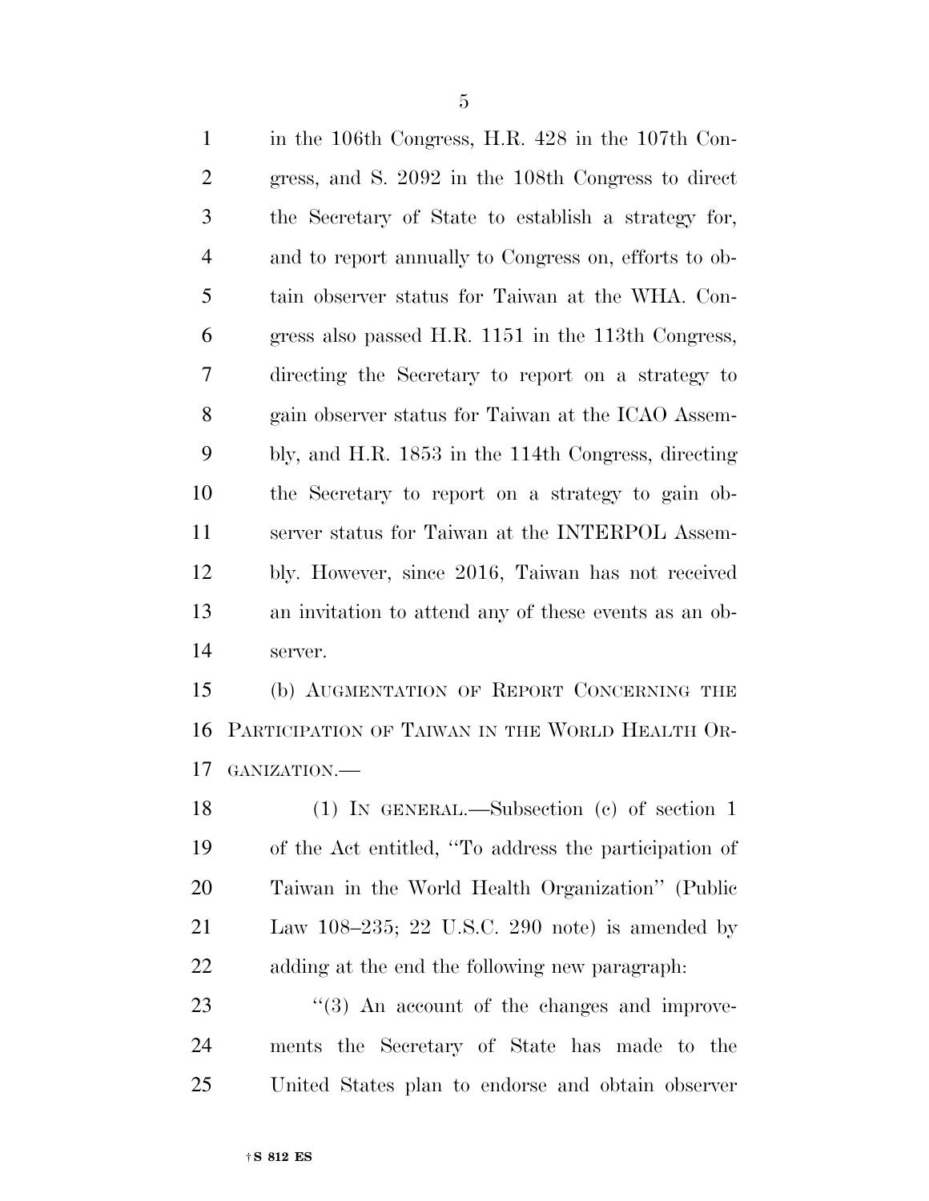in the 106th Congress, H.R. 428 in the 107th Congress, and S. 2092 in the 108th Congress to direct the Secretary of State to establish a strategy for, and to report annually to Congress on, efforts to obtain observer status for Taiwan at the WHA. Congress also passed H.R. 1151 in the 113th Congress, directing the Secretary to report on a strategy to gain observer status for Taiwan at the ICAO Assembly, and H.R. 1853 in the 114th Congress, directing the Secretary to report on a strategy to gain observer status for Taiwan at the INTERPOL Assembly. However, since 2016, Taiwan has not received an invitation to attend any of these events as an observer.

(b) AUGMENTATION OF REPORT CONCERNING THE PARTICIPATION OF TAIWAN IN THE WORLD HEALTH ORGANIZATION.—

(1) IN GENERAL.—Subsection (c) of section 1 of the Act entitled, ''To address the participation of Taiwan in the World Health Organization'' (Public Law 108–235; 22 U.S.C. 290 note) is amended by adding at the end the following new paragraph:

''(3) An account of the changes and improvements the Secretary of State has made to the United States plan to endorse and obtain observer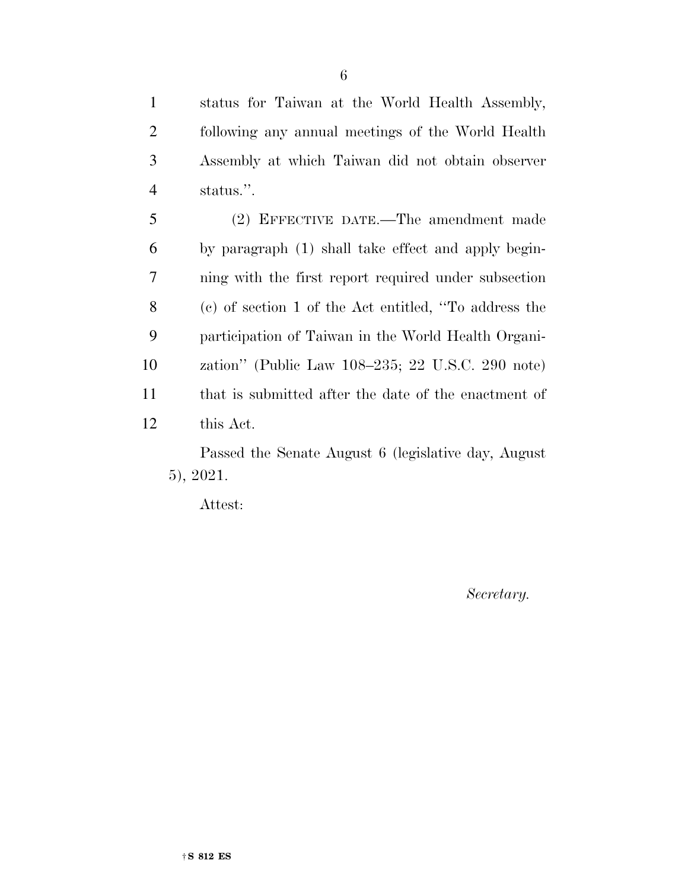status for Taiwan at the World Health Assembly, following any annual meetings of the World Health Assembly at which Taiwan did not obtain observer status.''.

(2) EFFECTIVE DATE.—The amendment made by paragraph (1) shall take effect and apply beginning with the first report required under subsection (c) of section 1 of the Act entitled, ''To address the participation of Taiwan in the World Health Organization'' (Public Law 108–235; 22 U.S.C. 290 note) that is submitted after the date of the enactment of this Act.

Passed the Senate August 6 (legislative day, August 5), 2021.

Attest:

*Secretary.*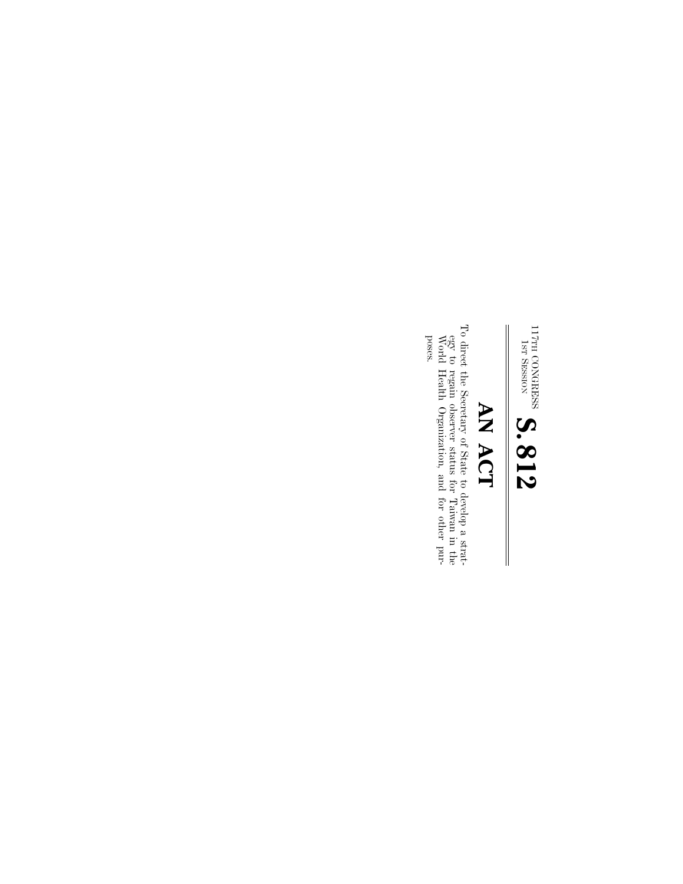117TH CONGRESS
1ST SESSION

# S. 812

## AN ACT

To direct the Secretary of State to develop a strategy to regain observer status for Taiwan in the World Health Organization, and for other purposes.